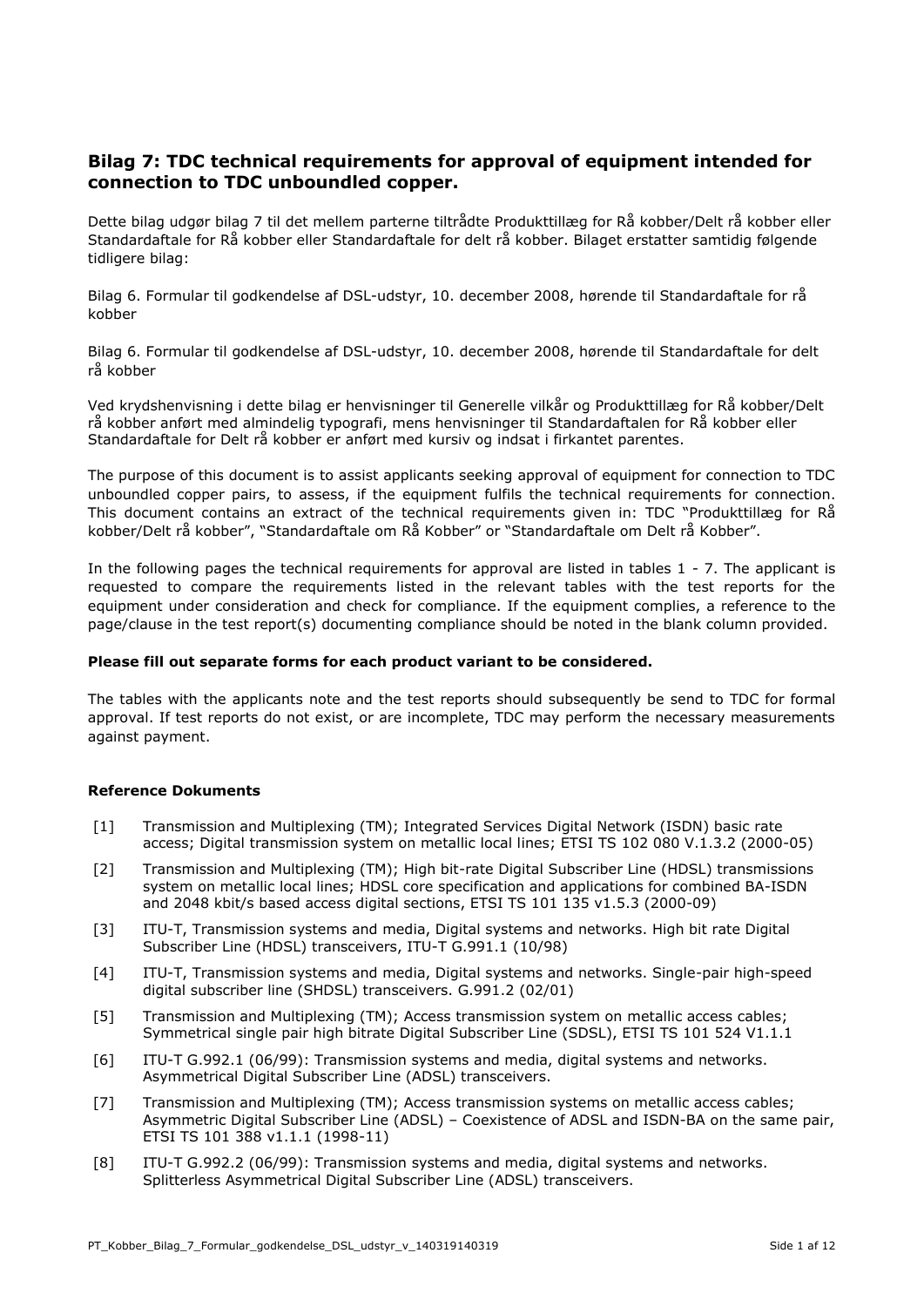## Bilag 7: TDC technical requirements for approval of equipment intended for connection to TDC unboundled copper.

Dette bilag udgør bilag 7 til det mellem parterne tiltrådte Produkttillæg for Rå kobber/Delt rå kobber eller Standardaftale for Rå kobber eller Standardaftale for delt rå kobber. Bilaget erstatter samtidig følgende tidligere bilag:

Bilag 6. Formular til godkendelse af DSL-udstyr, 10. december 2008, hørende til Standardaftale for rå kobber

Bilag 6. Formular til godkendelse af DSL-udstyr, 10. december 2008, hørende til Standardaftale for delt rå kobber

Ved krydshenvisning i dette bilag er henvisninger til Generelle vilkår og Produkttillæg for Rå kobber/Delt rå kobber anført med almindelig typografi, mens henvisninger til Standardaftalen for Rå kobber eller Standardaftale for Delt rå kobber er anført med kursiv og indsat i firkantet parentes.

The purpose of this document is to assist applicants seeking approval of equipment for connection to TDC unboundled copper pairs, to assess, if the equipment fulfils the technical requirements for connection. This document contains an extract of the technical requirements given in: TDC "Produkttillæg for Rå kobber/Delt rå kobber", "Standardaftale om Rå Kobber" or "Standardaftale om Delt rå Kobber".

In the following pages the technical requirements for approval are listed in tables 1 - 7. The applicant is requested to compare the requirements listed in the relevant tables with the test reports for the equipment under consideration and check for compliance. If the equipment complies, a reference to the page/clause in the test report(s) documenting compliance should be noted in the blank column provided.

**Please fill out separate forms for each product variant to be considered.**

The tables with the applicants note and the test reports should subsequently be send to TDC for formal approval. If test reports do not exist, or are incomplete, TDC may perform the necessary measurements against payment.

**Reference Dokuments**

- [1] Transmission and Multiplexing (TM); Integrated Services Digital Network (ISDN) basic rate access; Digital transmission system on metallic local lines; ETSI TS 102 080 V.1.3.2 (2000-05)
- [2] Transmission and Multiplexing (TM); High bit-rate Digital Subscriber Line (HDSL) transmissions system on metallic local lines; HDSL core specification and applications for combined BA-ISDN and 2048 kbit/s based access digital sections, ETSI TS 101 135 v1.5.3 (2000-09)
- [3] ITU-T, Transmission systems and media, Digital systems and networks. High bit rate Digital Subscriber Line (HDSL) transceivers, ITU-T G.991.1 (10/98)
- [4] ITU-T, Transmission systems and media, Digital systems and networks. Single-pair high-speed digital subscriber line (SHDSL) transceivers. G.991.2 (02/01)
- [5] Transmission and Multiplexing (TM); Access transmission system on metallic access cables; Symmetrical single pair high bitrate Digital Subscriber Line (SDSL), ETSI TS 101 524 V1.1.1
- [6] ITU-T G.992.1 (06/99): Transmission systems and media, digital systems and networks. Asymmetrical Digital Subscriber Line (ADSL) transceivers.
- [7] Transmission and Multiplexing (TM); Access transmission systems on metallic access cables; Asymmetric Digital Subscriber Line (ADSL) – Coexistence of ADSL and ISDN-BA on the same pair, ETSI TS 101 388 v1.1.1 (1998-11)
- [8] ITU-T G.992.2 (06/99): Transmission systems and media, digital systems and networks. Splitterless Asymmetrical Digital Subscriber Line (ADSL) transceivers.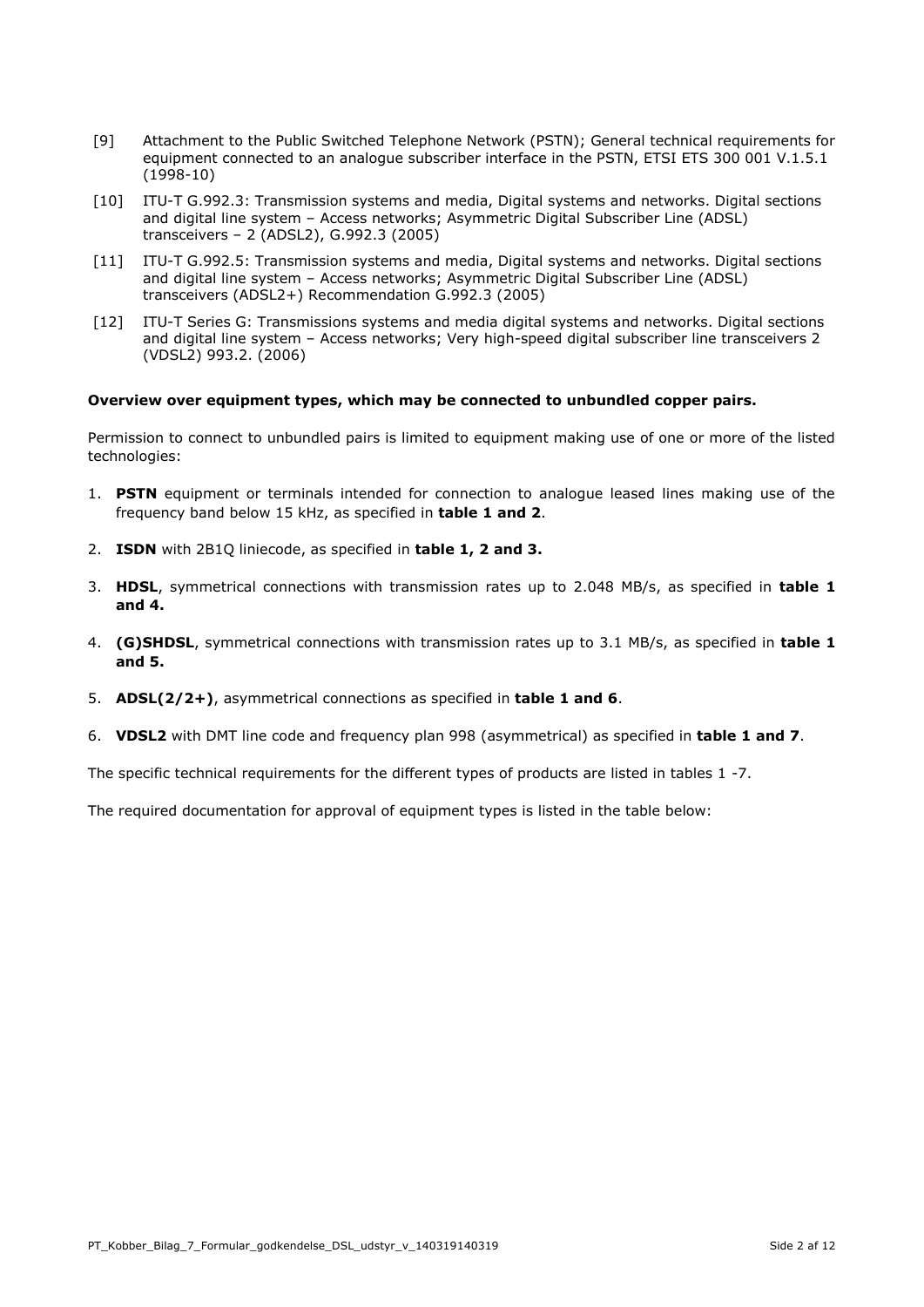[9] Attachment to the Public Switched Telephone Network (PSTN); General technical requirements for equipment connected to an analogue subscriber interface in the PSTN, ETSI ETS 300 001 V.1.5.1 (1998-10)

[10] ITU-T G.992.3: Transmission systems and media, Digital systems and networks. Digital sections and digital line system – Access networks; Asymmetric Digital Subscriber Line (ADSL) transceivers – 2 (ADSL2), G.992.3 (2005)

[11] ITU-T G.992.5: Transmission systems and media, Digital systems and networks. Digital sections and digital line system – Access networks; Asymmetric Digital Subscriber Line (ADSL) transceivers (ADSL2+) Recommendation G.992.3 (2005)

[12] ITU-T Series G: Transmissions systems and media digital systems and networks. Digital sections and digital line system – Access networks; Very high-speed digital subscriber line transceivers 2 (VDSL2) 993.2. (2006)

**Overview over equipment types, which may be connected to unbundled copper pairs.**

Permission to connect to unbundled pairs is limited to equipment making use of one or more of the listed technologies:

1. **PSTN** equipment or terminals intended for connection to analogue leased lines making use of the frequency band below 15 kHz, as specified in **table 1 and 2**.
2. **ISDN** with 2B1Q liniecode, as specified in **table 1, 2 and 3.**
3. **HDSL**, symmetrical connections with transmission rates up to 2.048 MB/s, as specified in **table 1 and 4.**
4. **(G)SHDSL**, symmetrical connections with transmission rates up to 3.1 MB/s, as specified in **table 1 and 5.**
5. **ADSL(2/2+)**, asymmetrical connections as specified in **table 1 and 6**.
6. **VDSL2** with DMT line code and frequency plan 998 (asymmetrical) as specified in **table 1 and 7**.

The specific technical requirements for the different types of products are listed in tables 1 -7.

The required documentation for approval of equipment types is listed in the table below: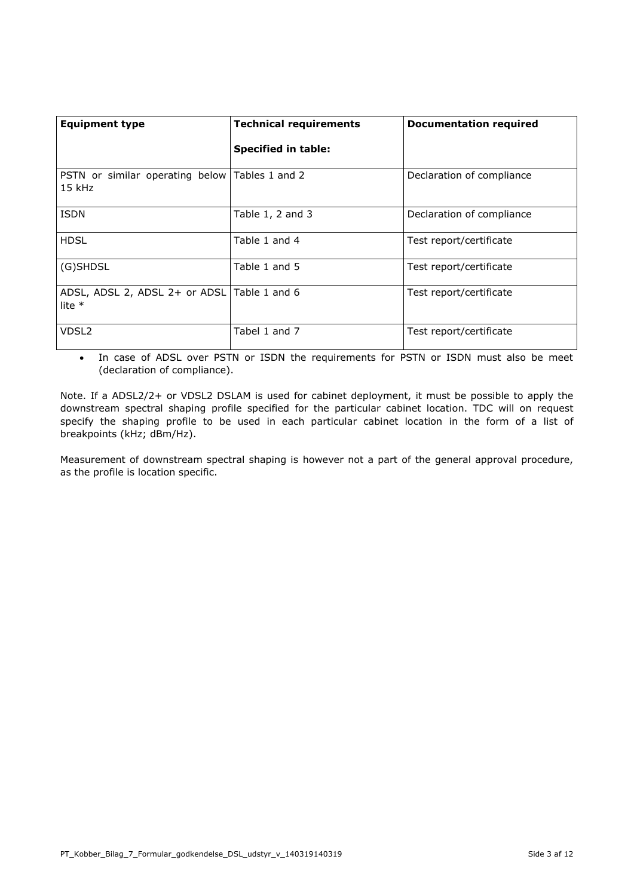| **Equipment type** | **Technical requirements**<br><br>**Specified in table:** | **Documentation required** |
|---|---|---|
| PSTN or similar operating below 15 kHz | Tables 1 and 2 | Declaration of compliance |
| ISDN | Table 1, 2 and 3 | Declaration of compliance |
| HDSL | Table 1 and 4 | Test report/certificate |
| (G)SHDSL | Table 1 and 5 | Test report/certificate |
| ADSL, ADSL 2, ADSL 2+ or ADSL lite * | Table 1 and 6 | Test report/certificate |
| VDSL2 | Tabel 1 and 7 | Test report/certificate |

- In case of ADSL over PSTN or ISDN the requirements for PSTN or ISDN must also be meet (declaration of compliance).

Note. If a ADSL2/2+ or VDSL2 DSLAM is used for cabinet deployment, it must be possible to apply the downstream spectral shaping profile specified for the particular cabinet location. TDC will on request specify the shaping profile to be used in each particular cabinet location in the form of a list of breakpoints (kHz; dBm/Hz).

Measurement of downstream spectral shaping is however not a part of the general approval procedure, as the profile is location specific.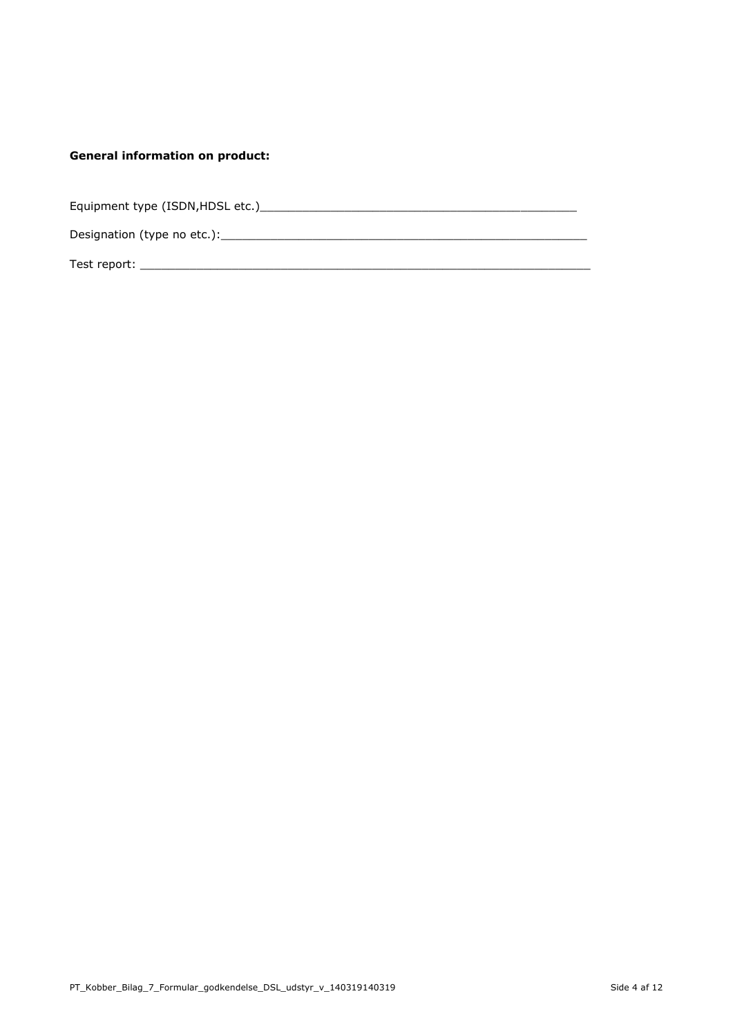**General information on product:**

Equipment type (ISDN,HDSL etc.)_____________________________________________

Designation (type no etc.):__________________________________________________

Test report: _________________________________________________________________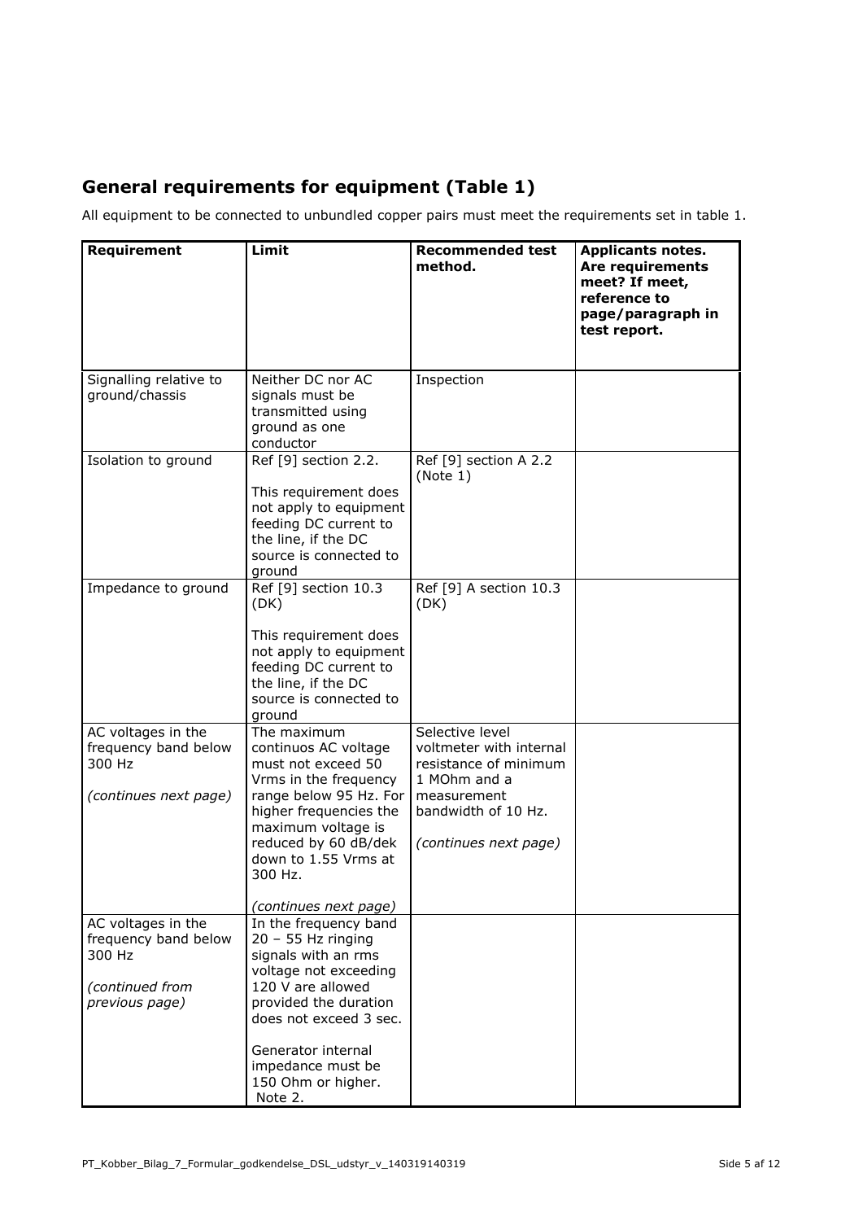## General requirements for equipment (Table 1)

All equipment to be connected to unbundled copper pairs must meet the requirements set in table 1.

| Requirement | Limit | Recommended test method. | Applicants notes. Are requirements meet? If meet, reference to page/paragraph in test report. |
|---|---|---|---|
| Signalling relative to ground/chassis | Neither DC nor AC signals must be transmitted using ground as one conductor | Inspection | |
| Isolation to ground | Ref [9] section 2.2.<br><br>This requirement does not apply to equipment feeding DC current to the line, if the DC source is connected to ground | Ref [9] section A 2.2 (Note 1) | |
| Impedance to ground | Ref [9] section 10.3 (DK)<br><br>This requirement does not apply to equipment feeding DC current to the line, if the DC source is connected to ground | Ref [9] A section 10.3 (DK) | |
| AC voltages in the frequency band below 300 Hz<br><br>*(continues next page)* | The maximum continuos AC voltage must not exceed 50 Vrms in the frequency range below 95 Hz. For higher frequencies the maximum voltage is reduced by 60 dB/dek down to 1.55 Vrms at 300 Hz.<br><br>*(continues next page)* | Selective level voltmeter with internal resistance of minimum 1 MOhm and a measurement bandwidth of 10 Hz.<br><br>*(continues next page)* | |
| AC voltages in the frequency band below 300 Hz<br><br>*(continued from previous page)* | In the frequency band 20 – 55 Hz ringing signals with an rms voltage not exceeding 120 V are allowed provided the duration does not exceed 3 sec.<br><br>Generator internal impedance must be 150 Ohm or higher. Note 2. | | |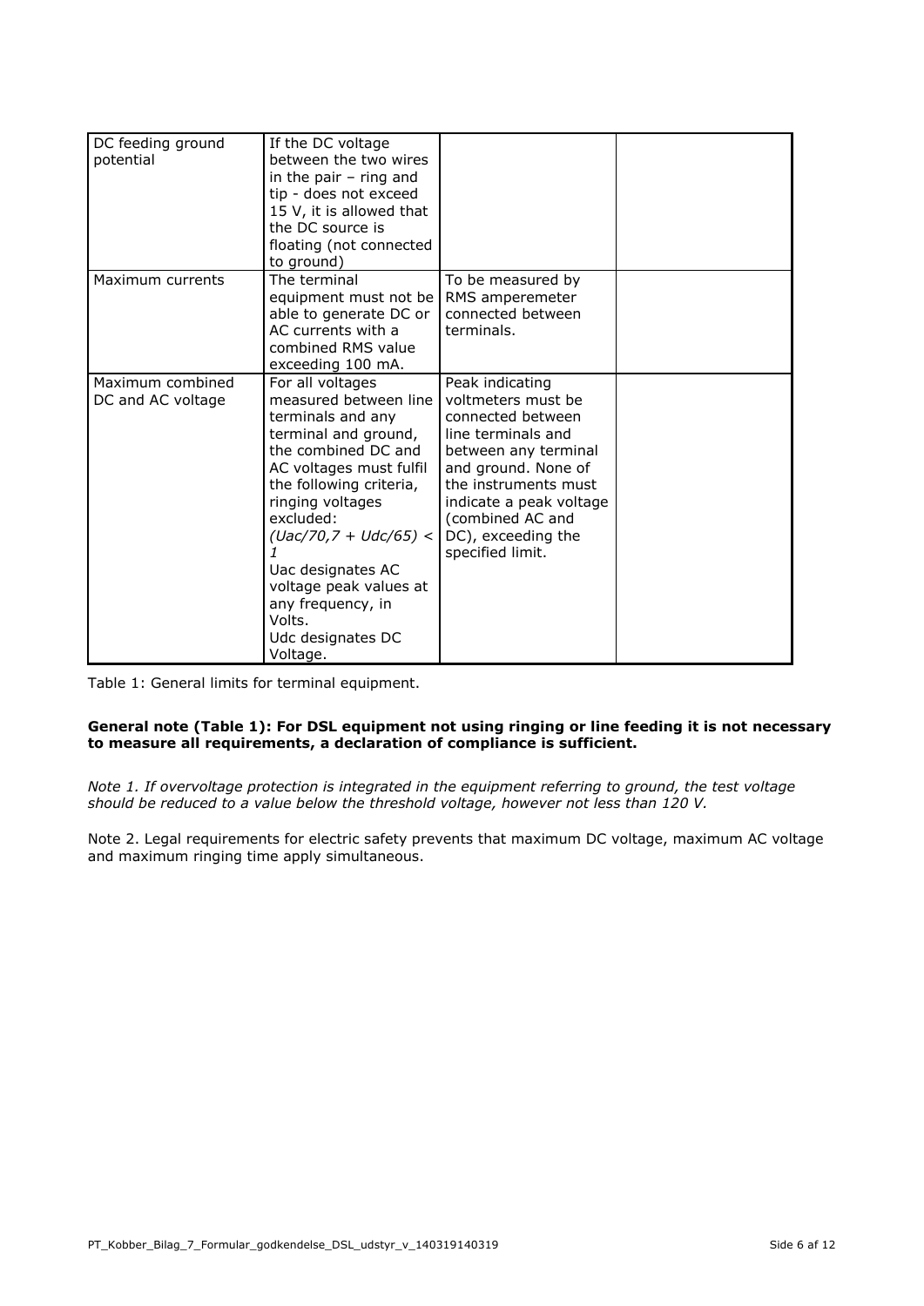| | | | |
|---|---|---|---|
| DC feeding ground potential | If the DC voltage between the two wires in the pair – ring and tip - does not exceed 15 V, it is allowed that the DC source is floating (not connected to ground) | | |
| Maximum currents | The terminal equipment must not be able to generate DC or AC currents with a combined RMS value exceeding 100 mA. | To be measured by RMS amperemeter connected between terminals. | |
| Maximum combined DC and AC voltage | For all voltages measured between line terminals and any terminal and ground, the combined DC and AC voltages must fulfil the following criteria, ringing voltages excluded: *(Uac/70,7 + Udc/65) < 1* Uac designates AC voltage peak values at any frequency, in Volts. Udc designates DC Voltage. | Peak indicating voltmeters must be connected between line terminals and between any terminal and ground. None of the instruments must indicate a peak voltage (combined AC and DC), exceeding the specified limit. | |

Table 1: General limits for terminal equipment.

**General note (Table 1): For DSL equipment not using ringing or line feeding it is not necessary to measure all requirements, a declaration of compliance is sufficient.**

*Note 1. If overvoltage protection is integrated in the equipment referring to ground, the test voltage should be reduced to a value below the threshold voltage, however not less than 120 V.*

Note 2. Legal requirements for electric safety prevents that maximum DC voltage, maximum AC voltage and maximum ringing time apply simultaneous.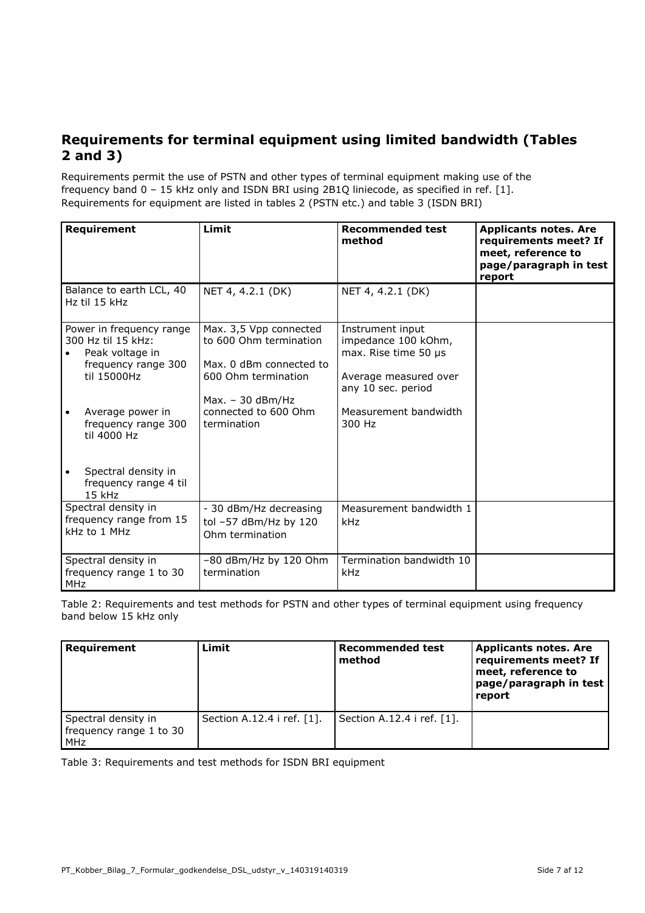## Requirements for terminal equipment using limited bandwidth (Tables 2 and 3)

Requirements permit the use of PSTN and other types of terminal equipment making use of the frequency band 0 – 15 kHz only and ISDN BRI using 2B1Q liniecode, as specified in ref. [1]. Requirements for equipment are listed in tables 2 (PSTN etc.) and table 3 (ISDN BRI)

| Requirement | Limit | Recommended test method | Applicants notes. Are requirements meet? If meet, reference to page/paragraph in test report |
|---|---|---|---|
| Balance to earth LCL, 40 Hz til 15 kHz | NET 4, 4.2.1 (DK) | NET 4, 4.2.1 (DK) | |
| Power in frequency range 300 Hz til 15 kHz:<br>• Peak voltage in frequency range 300 til 15000Hz<br>• Average power in frequency range 300 til 4000 Hz<br>• Spectral density in frequency range 4 til 15 kHz | Max. 3,5 Vpp connected to 600 Ohm termination<br>Max. 0 dBm connected to 600 Ohm termination<br>Max. – 30 dBm/Hz connected to 600 Ohm termination | Instrument input impedance 100 kOhm, max. Rise time 50 µs<br>Average measured over any 10 sec. period<br>Measurement bandwidth 300 Hz | |
| Spectral density in frequency range from 15 kHz to 1 MHz | - 30 dBm/Hz decreasing tol –57 dBm/Hz by 120 Ohm termination | Measurement bandwidth 1 kHz | |
| Spectral density in frequency range 1 to 30 MHz | –80 dBm/Hz by 120 Ohm termination | Termination bandwidth 10 kHz | |

Table 2: Requirements and test methods for PSTN and other types of terminal equipment using frequency band below 15 kHz only

| Requirement | Limit | Recommended test method | Applicants notes. Are requirements meet? If meet, reference to page/paragraph in test report |
|---|---|---|---|
| Spectral density in frequency range 1 to 30 MHz | Section A.12.4 i ref. [1]. | Section A.12.4 i ref. [1]. | |

Table 3: Requirements and test methods for ISDN BRI equipment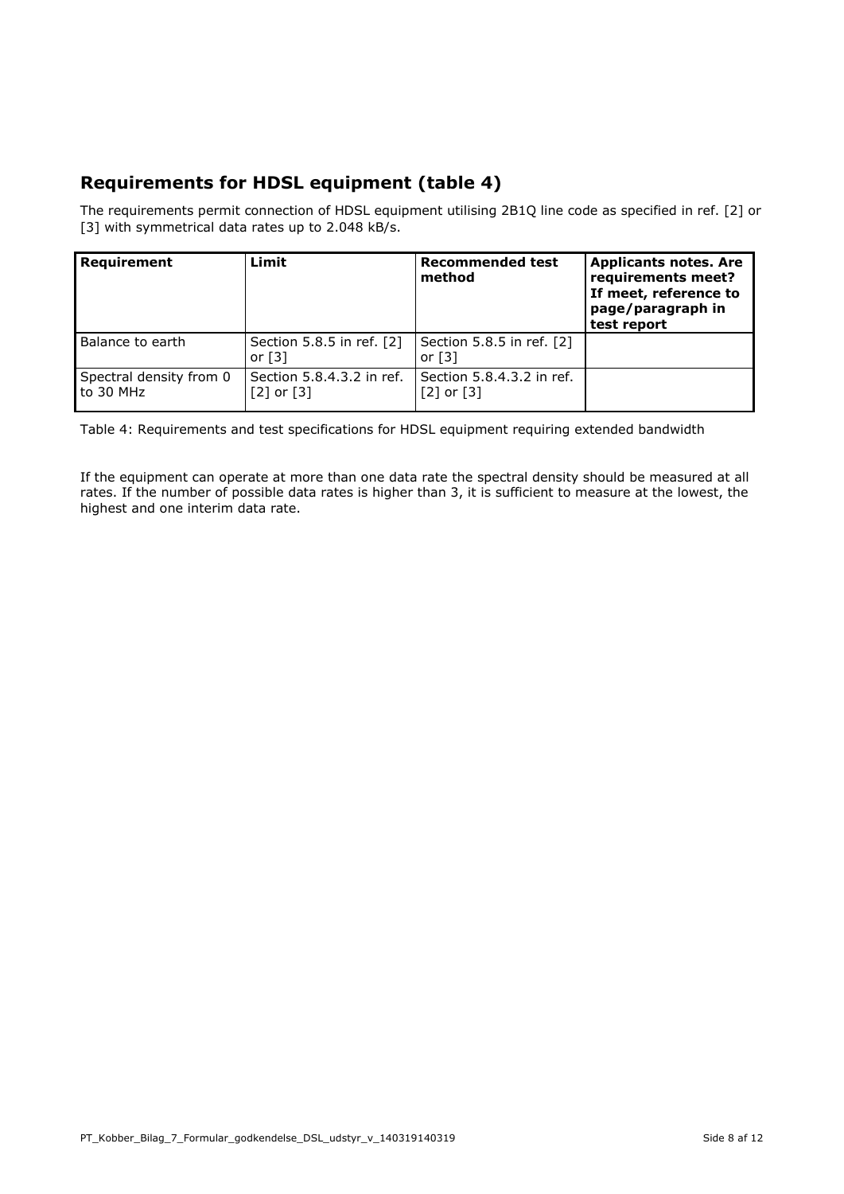## Requirements for HDSL equipment (table 4)

The requirements permit connection of HDSL equipment utilising 2B1Q line code as specified in ref. [2] or [3] with symmetrical data rates up to 2.048 kB/s.

| Requirement | Limit | Recommended test method | Applicants notes. Are requirements meet? If meet, reference to page/paragraph in test report |
|---|---|---|---|
| Balance to earth | Section 5.8.5 in ref. [2] or [3] | Section 5.8.5 in ref. [2] or [3] | |
| Spectral density from 0 to 30 MHz | Section 5.8.4.3.2 in ref. [2] or [3] | Section 5.8.4.3.2 in ref. [2] or [3] | |

Table 4: Requirements and test specifications for HDSL equipment requiring extended bandwidth

If the equipment can operate at more than one data rate the spectral density should be measured at all rates. If the number of possible data rates is higher than 3, it is sufficient to measure at the lowest, the highest and one interim data rate.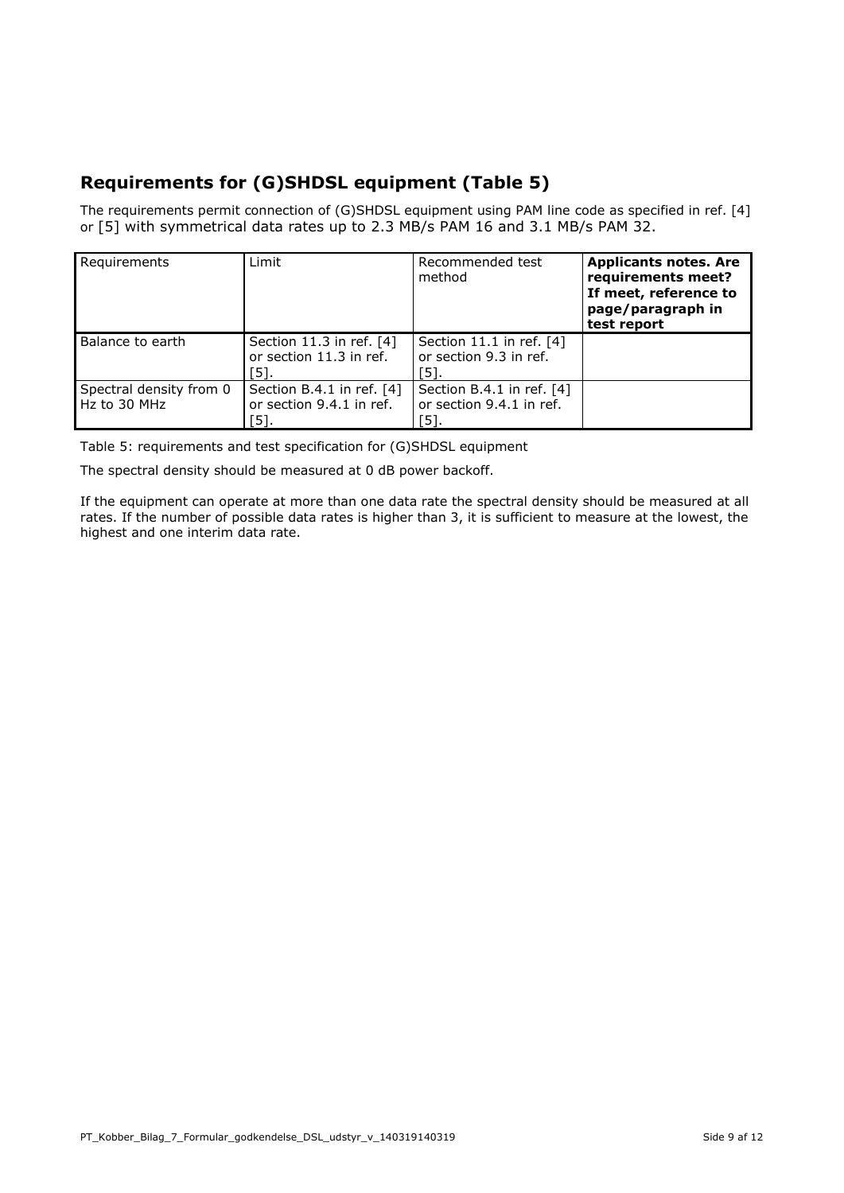## Requirements for (G)SHDSL equipment (Table 5)

The requirements permit connection of (G)SHDSL equipment using PAM line code as specified in ref. [4] or [5] with symmetrical data rates up to 2.3 MB/s PAM 16 and 3.1 MB/s PAM 32.

| Requirements | Limit | Recommended test method | **Applicants notes. Are requirements meet? If meet, reference to page/paragraph in test report** |
|---|---|---|---|
| Balance to earth | Section 11.3 in ref. [4] or section 11.3 in ref. [5]. | Section 11.1 in ref. [4] or section 9.3 in ref. [5]. | |
| Spectral density from 0 Hz to 30 MHz | Section B.4.1 in ref. [4] or section 9.4.1 in ref. [5]. | Section B.4.1 in ref. [4] or section 9.4.1 in ref. [5]. | |

Table 5: requirements and test specification for (G)SHDSL equipment

The spectral density should be measured at 0 dB power backoff.

If the equipment can operate at more than one data rate the spectral density should be measured at all rates. If the number of possible data rates is higher than 3, it is sufficient to measure at the lowest, the highest and one interim data rate.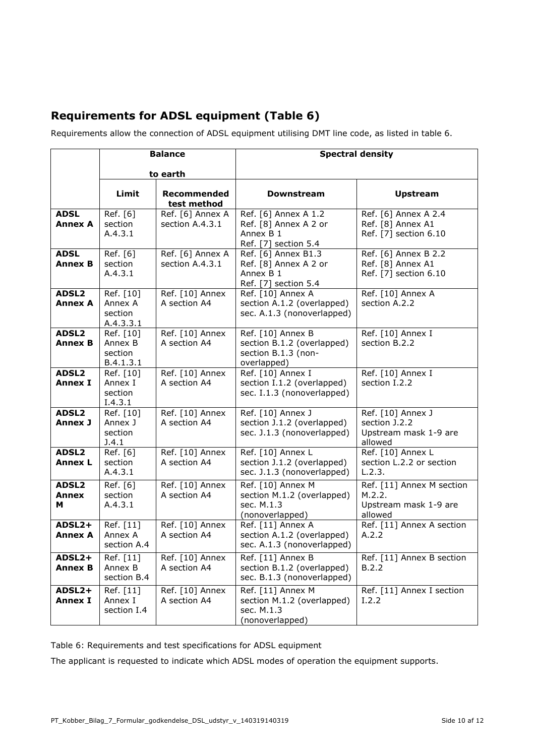## Requirements for ADSL equipment (Table 6)

Requirements allow the connection of ADSL equipment utilising DMT line code, as listed in table 6.

| | Balance to earth | | Spectral density | |
|---|---|---|---|---|
| | **Limit** | **Recommended test method** | **Downstream** | **Upstream** |
| **ADSL Annex A** | Ref. [6] section A.4.3.1 | Ref. [6] Annex A section A.4.3.1 | Ref. [6] Annex A 1.2<br>Ref. [8] Annex A 2 or Annex B 1<br>Ref. [7] section 5.4 | Ref. [6] Annex A 2.4<br>Ref. [8] Annex A1<br>Ref. [7] section 6.10 |
| **ADSL Annex B** | Ref. [6] section A.4.3.1 | Ref. [6] Annex A section A.4.3.1 | Ref. [6] Annex B1.3<br>Ref. [8] Annex A 2 or Annex B 1<br>Ref. [7] section 5.4 | Ref. [6] Annex B 2.2<br>Ref. [8] Annex A1<br>Ref. [7] section 6.10 |
| **ADSL2 Annex A** | Ref. [10] Annex A section A.4.3.3.1 | Ref. [10] Annex A section A4 | Ref. [10] Annex A section A.1.2 (overlapped) sec. A.1.3 (nonoverlapped) | Ref. [10] Annex A section A.2.2 |
| **ADSL2 Annex B** | Ref. [10] Annex B section B.4.1.3.1 | Ref. [10] Annex A section A4 | Ref. [10] Annex B section B.1.2 (overlapped) section B.1.3 (non-overlapped) | Ref. [10] Annex I section B.2.2 |
| **ADSL2 Annex I** | Ref. [10] Annex I section I.4.3.1 | Ref. [10] Annex A section A4 | Ref. [10] Annex I section I.1.2 (overlapped) sec. I.1.3 (nonoverlapped) | Ref. [10] Annex I section I.2.2 |
| **ADSL2 Annex J** | Ref. [10] Annex J section J.4.1 | Ref. [10] Annex A section A4 | Ref. [10] Annex J section J.1.2 (overlapped) sec. J.1.3 (nonoverlapped) | Ref. [10] Annex J section J.2.2<br>Upstream mask 1-9 are allowed |
| **ADSL2 Annex L** | Ref. [6] section A.4.3.1 | Ref. [10] Annex A section A4 | Ref. [10] Annex L section J.1.2 (overlapped) sec. J.1.3 (nonoverlapped) | Ref. [10] Annex L section L.2.2 or section L.2.3. |
| **ADSL2 Annex M** | Ref. [6] section A.4.3.1 | Ref. [10] Annex A section A4 | Ref. [10] Annex M section M.1.2 (overlapped) sec. M.1.3 (nonoverlapped) | Ref. [11] Annex M section M.2.2.<br>Upstream mask 1-9 are allowed |
| **ADSL2+ Annex A** | Ref. [11] Annex A section A.4 | Ref. [10] Annex A section A4 | Ref. [11] Annex A section A.1.2 (overlapped) sec. A.1.3 (nonoverlapped) | Ref. [11] Annex A section A.2.2 |
| **ADSL2+ Annex B** | Ref. [11] Annex B section B.4 | Ref. [10] Annex A section A4 | Ref. [11] Annex B section B.1.2 (overlapped) sec. B.1.3 (nonoverlapped) | Ref. [11] Annex B section B.2.2 |
| **ADSL2+ Annex I** | Ref. [11] Annex I section I.4 | Ref. [10] Annex A section A4 | Ref. [11] Annex M section M.1.2 (overlapped) sec. M.1.3 (nonoverlapped) | Ref. [11] Annex I section I.2.2 |

Table 6: Requirements and test specifications for ADSL equipment

The applicant is requested to indicate which ADSL modes of operation the equipment supports.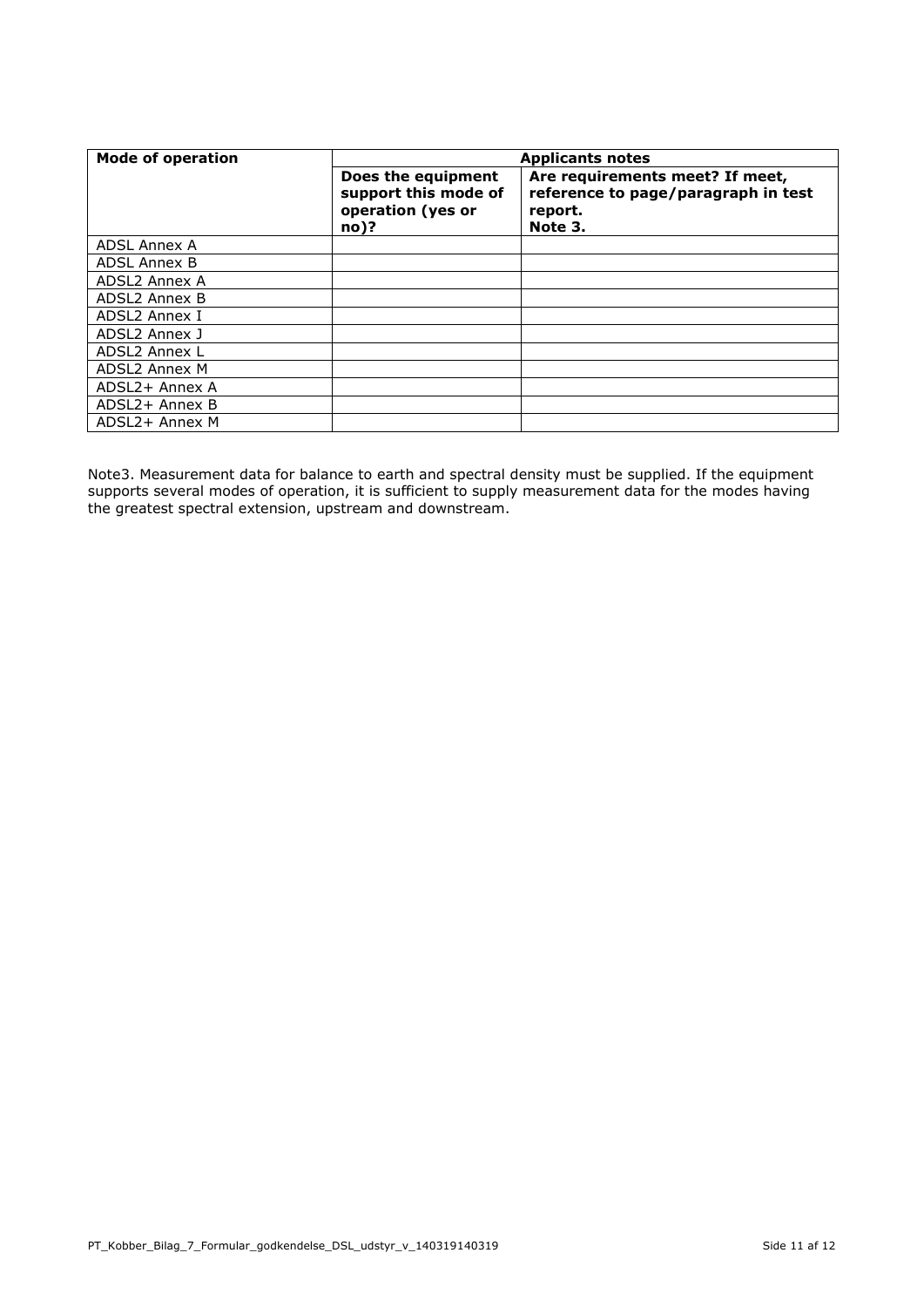| Mode of operation | Applicants notes | |
|---|---|---|
| | **Does the equipment support this mode of operation (yes or no)?** | **Are requirements meet? If meet, reference to page/paragraph in test report. Note 3.** |
| ADSL Annex A | | |
| ADSL Annex B | | |
| ADSL2 Annex A | | |
| ADSL2 Annex B | | |
| ADSL2 Annex I | | |
| ADSL2 Annex J | | |
| ADSL2 Annex L | | |
| ADSL2 Annex M | | |
| ADSL2+ Annex A | | |
| ADSL2+ Annex B | | |
| ADSL2+ Annex M | | |

Note3. Measurement data for balance to earth and spectral density must be supplied. If the equipment supports several modes of operation, it is sufficient to supply measurement data for the modes having the greatest spectral extension, upstream and downstream.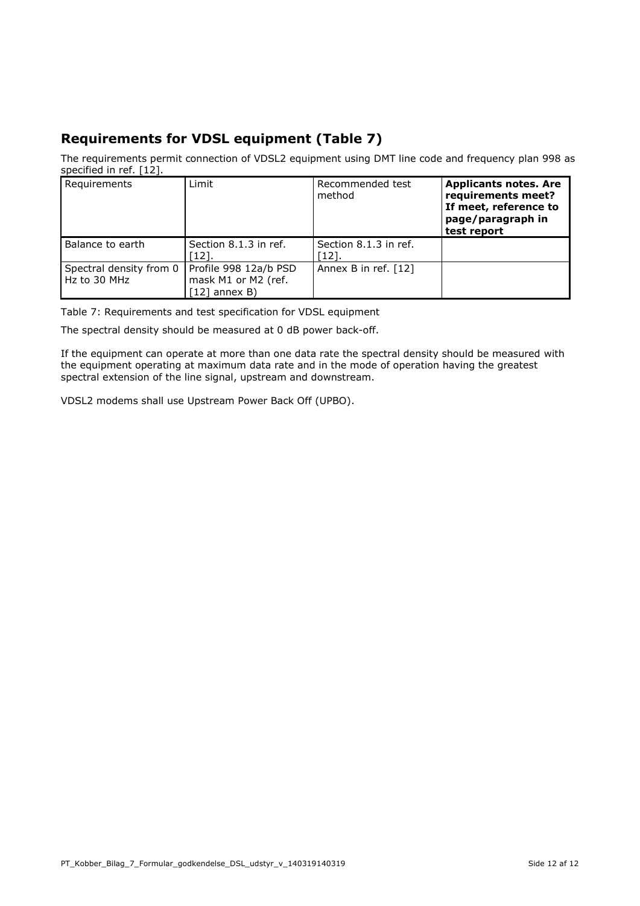## Requirements for VDSL equipment (Table 7)

The requirements permit connection of VDSL2 equipment using DMT line code and frequency plan 998 as specified in ref. [12].

| Requirements | Limit | Recommended test method | **Applicants notes. Are requirements meet? If meet, reference to page/paragraph in test report** |
|---|---|---|---|
| Balance to earth | Section 8.1.3 in ref. [12]. | Section 8.1.3 in ref. [12]. | |
| Spectral density from 0 Hz to 30 MHz | Profile 998 12a/b PSD mask M1 or M2 (ref. [12] annex B) | Annex B in ref. [12] | |

Table 7: Requirements and test specification for VDSL equipment

The spectral density should be measured at 0 dB power back-off.

If the equipment can operate at more than one data rate the spectral density should be measured with the equipment operating at maximum data rate and in the mode of operation having the greatest spectral extension of the line signal, upstream and downstream.

VDSL2 modems shall use Upstream Power Back Off (UPBO).